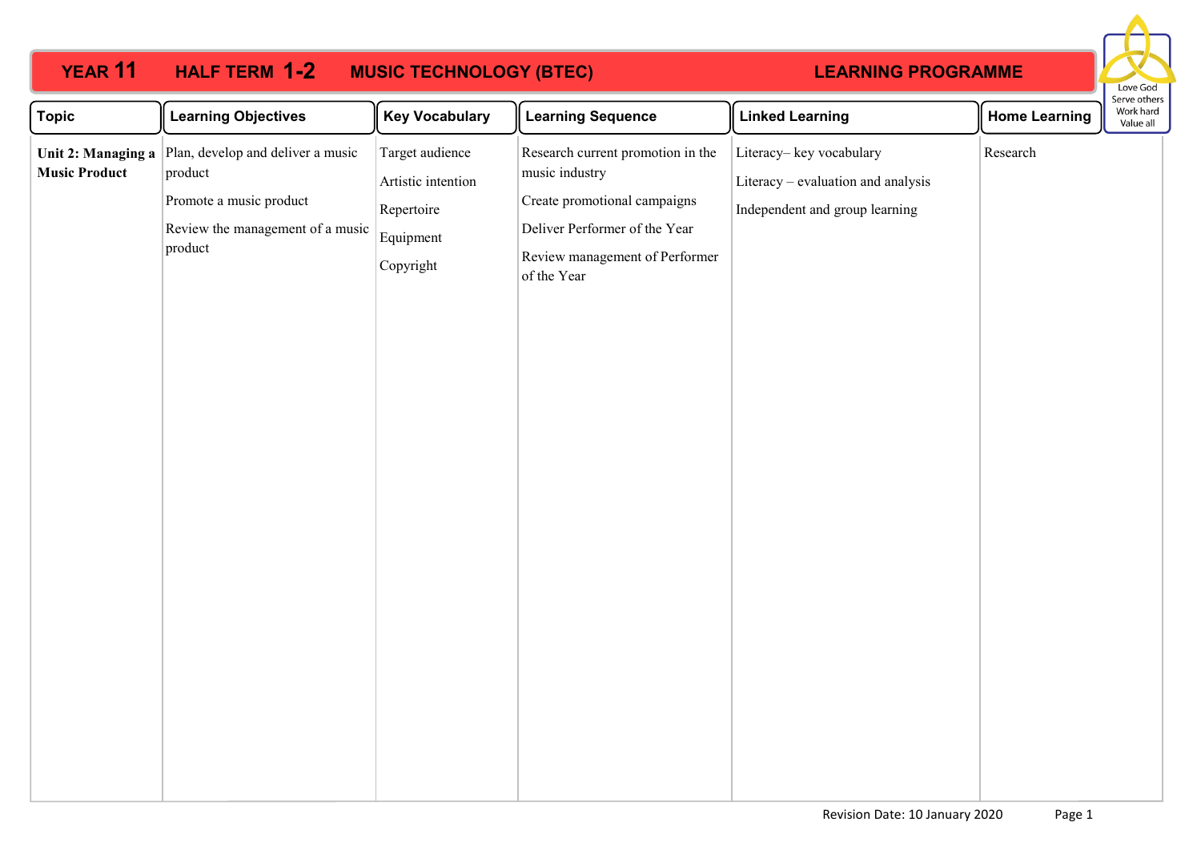# YEAR 11 HALF TERM 1-2 MUSIC TECHNOLOGY (BTEC) LEARNING PROGRAMME

Love God
Serve others
Work hard
Value all

| Topic | Learning Objectives | Key Vocabulary | Learning Sequence | Linked Learning | Home Learning |
|---|---|---|---|---|---|
| **Unit 2: Managing a Music Product** | Plan, develop and deliver a music product<br><br>Promote a music product<br><br>Review the management of a music product | Target audience<br><br>Artistic intention<br><br>Repertoire<br><br>Equipment<br><br>Copyright | Research current promotion in the music industry<br><br>Create promotional campaigns<br><br>Deliver Performer of the Year<br><br>Review management of Performer of the Year | Literacy– key vocabulary<br><br>Literacy – evaluation and analysis<br><br>Independent and group learning | Research |

Revision Date: 10 January 2020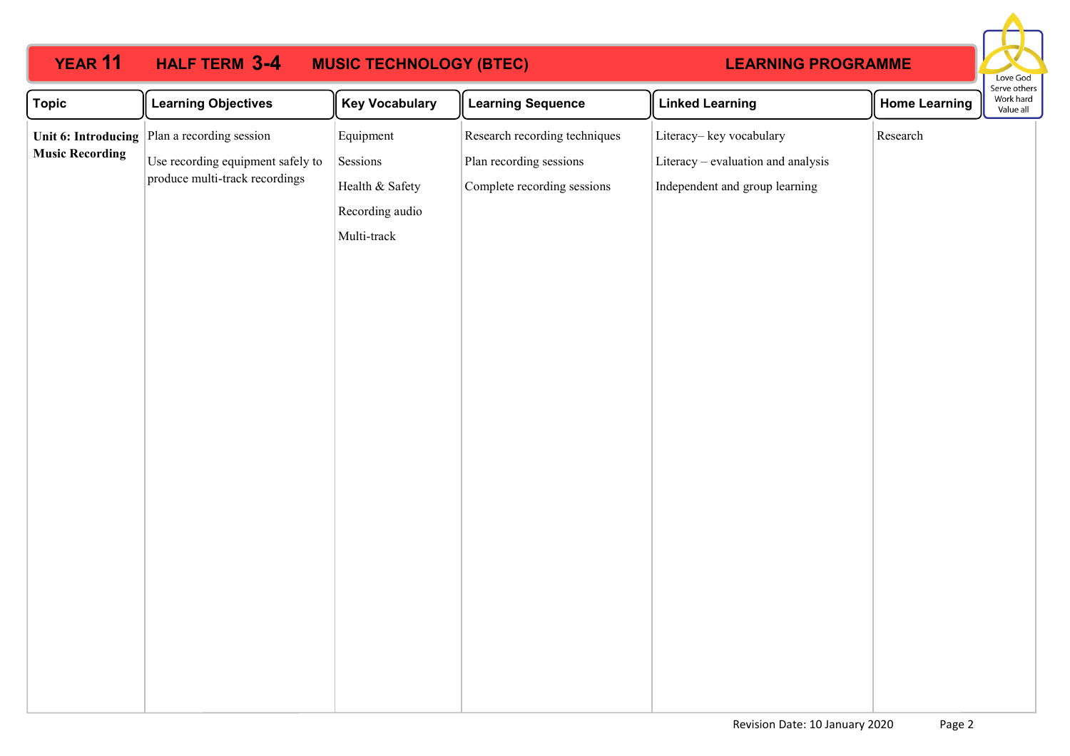# YEAR 11 HALF TERM 3-4 MUSIC TECHNOLOGY (BTEC) LEARNING PROGRAMME

Love God
Serve others
Work hard
Value all

| Topic | Learning Objectives | Key Vocabulary | Learning Sequence | Linked Learning | Home Learning |
|---|---|---|---|---|---|
| **Unit 6: Introducing Music Recording** | Plan a recording session<br><br>Use recording equipment safely to produce multi-track recordings | Equipment<br><br>Sessions<br><br>Health & Safety<br><br>Recording audio<br><br>Multi-track | Research recording techniques<br><br>Plan recording sessions<br><br>Complete recording sessions | Literacy– key vocabulary<br><br>Literacy – evaluation and analysis<br><br>Independent and group learning | Research |

Revision Date: 10 January 2020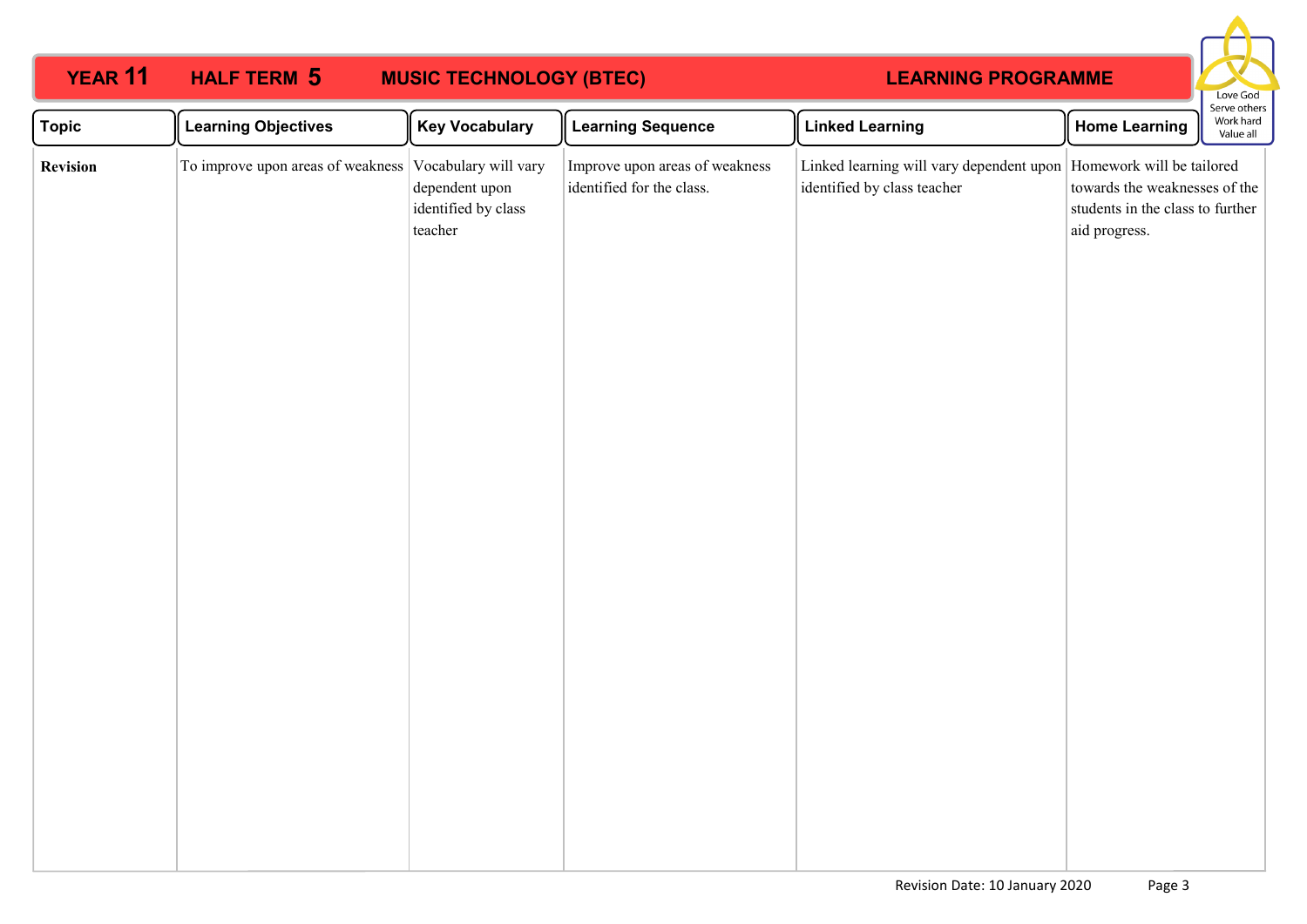## YEAR 11 HALF TERM 5 MUSIC TECHNOLOGY (BTEC) LEARNING PROGRAMME

Love God
Serve others
Work hard
Value all

| Topic | Learning Objectives | Key Vocabulary | Learning Sequence | Linked Learning | Home Learning |
|---|---|---|---|---|---|
| **Revision** | To improve upon areas of weakness | Vocabulary will vary dependent upon identified by class teacher | Improve upon areas of weakness identified for the class. | Linked learning will vary dependent upon identified by class teacher | Homework will be tailored towards the weaknesses of the students in the class to further aid progress. |

Revision Date: 10 January 2020